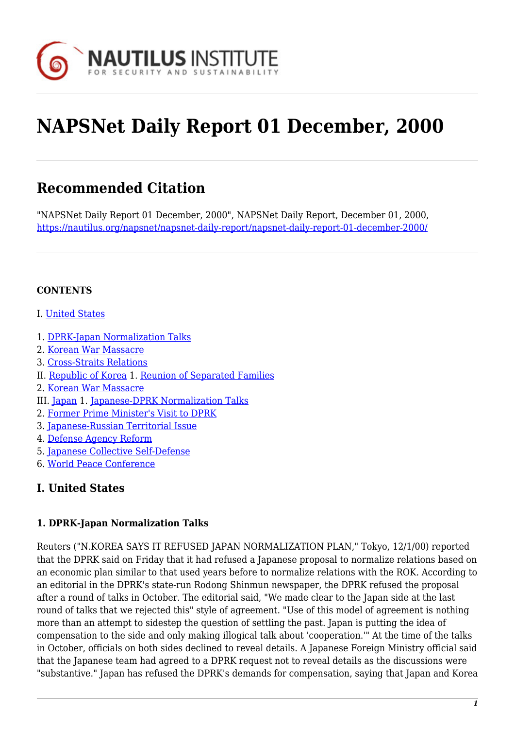# NAPSNet Daily Report 01 December, 2000

## Recommended Citation

"NAPSNet Daily Report 01 December, 2000", NAPSNet Daily Report, December 01, 2000, https://nautilus.org/napsnet/napsnet-daily-report/napsnet-daily-report-01-december-2000/

**CONTENTS**

I. United States

1. DPRK-Japan Normalization Talks
2. Korean War Massacre
3. Cross-Straits Relations

II. Republic of Korea 1. Reunion of Separated Families
2. Korean War Massacre

III. Japan 1. Japanese-DPRK Normalization Talks
2. Former Prime Minister's Visit to DPRK
3. Japanese-Russian Territorial Issue
4. Defense Agency Reform
5. Japanese Collective Self-Defense
6. World Peace Conference

## I. United States

### 1. DPRK-Japan Normalization Talks

Reuters ("N.KOREA SAYS IT REFUSED JAPAN NORMALIZATION PLAN," Tokyo, 12/1/00) reported that the DPRK said on Friday that it had refused a Japanese proposal to normalize relations based on an economic plan similar to that used years before to normalize relations with the ROK. According to an editorial in the DPRK's state-run Rodong Shinmun newspaper, the DPRK refused the proposal after a round of talks in October. The editorial said, "We made clear to the Japan side at the last round of talks that we rejected this" style of agreement. "Use of this model of agreement is nothing more than an attempt to sidestep the question of settling the past. Japan is putting the idea of compensation to the side and only making illogical talk about 'cooperation.'" At the time of the talks in October, officials on both sides declined to reveal details. A Japanese Foreign Ministry official said that the Japanese team had agreed to a DPRK request not to reveal details as the discussions were "substantive." Japan has refused the DPRK's demands for compensation, saying that Japan and Korea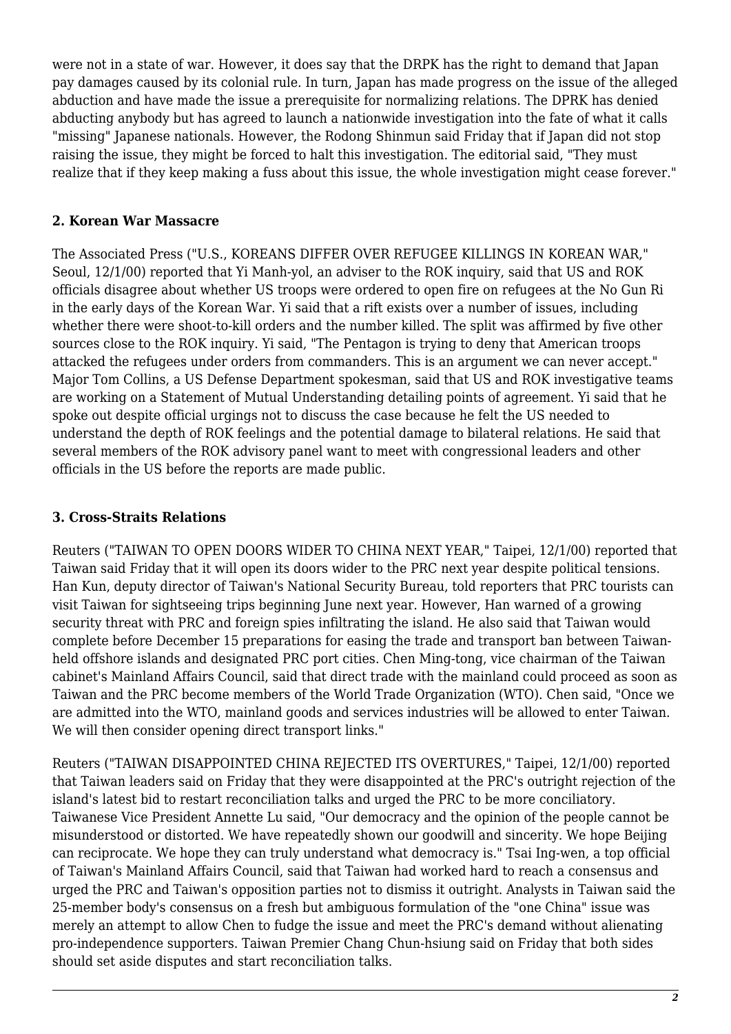were not in a state of war. However, it does say that the DRPK has the right to demand that Japan pay damages caused by its colonial rule. In turn, Japan has made progress on the issue of the alleged abduction and have made the issue a prerequisite for normalizing relations. The DPRK has denied abducting anybody but has agreed to launch a nationwide investigation into the fate of what it calls "missing" Japanese nationals. However, the Rodong Shinmun said Friday that if Japan did not stop raising the issue, they might be forced to halt this investigation. The editorial said, "They must realize that if they keep making a fuss about this issue, the whole investigation might cease forever."

### 2. Korean War Massacre

The Associated Press ("U.S., KOREANS DIFFER OVER REFUGEE KILLINGS IN KOREAN WAR," Seoul, 12/1/00) reported that Yi Manh-yol, an adviser to the ROK inquiry, said that US and ROK officials disagree about whether US troops were ordered to open fire on refugees at the No Gun Ri in the early days of the Korean War. Yi said that a rift exists over a number of issues, including whether there were shoot-to-kill orders and the number killed. The split was affirmed by five other sources close to the ROK inquiry. Yi said, "The Pentagon is trying to deny that American troops attacked the refugees under orders from commanders. This is an argument we can never accept." Major Tom Collins, a US Defense Department spokesman, said that US and ROK investigative teams are working on a Statement of Mutual Understanding detailing points of agreement. Yi said that he spoke out despite official urgings not to discuss the case because he felt the US needed to understand the depth of ROK feelings and the potential damage to bilateral relations. He said that several members of the ROK advisory panel want to meet with congressional leaders and other officials in the US before the reports are made public.

### 3. Cross-Straits Relations

Reuters ("TAIWAN TO OPEN DOORS WIDER TO CHINA NEXT YEAR," Taipei, 12/1/00) reported that Taiwan said Friday that it will open its doors wider to the PRC next year despite political tensions. Han Kun, deputy director of Taiwan's National Security Bureau, told reporters that PRC tourists can visit Taiwan for sightseeing trips beginning June next year. However, Han warned of a growing security threat with PRC and foreign spies infiltrating the island. He also said that Taiwan would complete before December 15 preparations for easing the trade and transport ban between Taiwan-held offshore islands and designated PRC port cities. Chen Ming-tong, vice chairman of the Taiwan cabinet's Mainland Affairs Council, said that direct trade with the mainland could proceed as soon as Taiwan and the PRC become members of the World Trade Organization (WTO). Chen said, "Once we are admitted into the WTO, mainland goods and services industries will be allowed to enter Taiwan. We will then consider opening direct transport links."

Reuters ("TAIWAN DISAPPOINTED CHINA REJECTED ITS OVERTURES," Taipei, 12/1/00) reported that Taiwan leaders said on Friday that they were disappointed at the PRC's outright rejection of the island's latest bid to restart reconciliation talks and urged the PRC to be more conciliatory. Taiwanese Vice President Annette Lu said, "Our democracy and the opinion of the people cannot be misunderstood or distorted. We have repeatedly shown our goodwill and sincerity. We hope Beijing can reciprocate. We hope they can truly understand what democracy is." Tsai Ing-wen, a top official of Taiwan's Mainland Affairs Council, said that Taiwan had worked hard to reach a consensus and urged the PRC and Taiwan's opposition parties not to dismiss it outright. Analysts in Taiwan said the 25-member body's consensus on a fresh but ambiguous formulation of the "one China" issue was merely an attempt to allow Chen to fudge the issue and meet the PRC's demand without alienating pro-independence supporters. Taiwan Premier Chang Chun-hsiung said on Friday that both sides should set aside disputes and start reconciliation talks.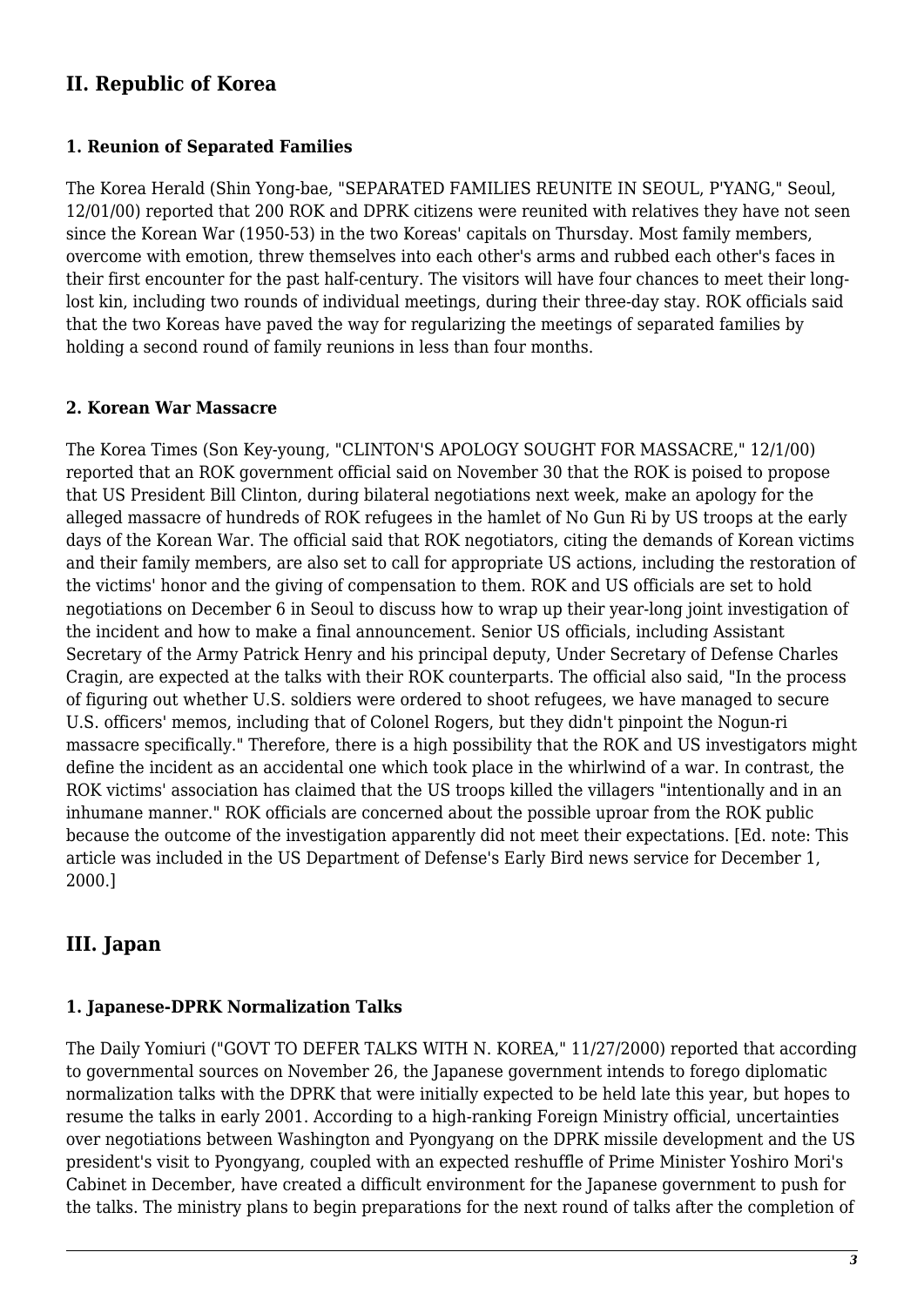## II. Republic of Korea

### 1. Reunion of Separated Families

The Korea Herald (Shin Yong-bae, "SEPARATED FAMILIES REUNITE IN SEOUL, P'YANG," Seoul, 12/01/00) reported that 200 ROK and DPRK citizens were reunited with relatives they have not seen since the Korean War (1950-53) in the two Koreas' capitals on Thursday. Most family members, overcome with emotion, threw themselves into each other's arms and rubbed each other's faces in their first encounter for the past half-century. The visitors will have four chances to meet their long-lost kin, including two rounds of individual meetings, during their three-day stay. ROK officials said that the two Koreas have paved the way for regularizing the meetings of separated families by holding a second round of family reunions in less than four months.

### 2. Korean War Massacre

The Korea Times (Son Key-young, "CLINTON'S APOLOGY SOUGHT FOR MASSACRE," 12/1/00) reported that an ROK government official said on November 30 that the ROK is poised to propose that US President Bill Clinton, during bilateral negotiations next week, make an apology for the alleged massacre of hundreds of ROK refugees in the hamlet of No Gun Ri by US troops at the early days of the Korean War. The official said that ROK negotiators, citing the demands of Korean victims and their family members, are also set to call for appropriate US actions, including the restoration of the victims' honor and the giving of compensation to them. ROK and US officials are set to hold negotiations on December 6 in Seoul to discuss how to wrap up their year-long joint investigation of the incident and how to make a final announcement. Senior US officials, including Assistant Secretary of the Army Patrick Henry and his principal deputy, Under Secretary of Defense Charles Cragin, are expected at the talks with their ROK counterparts. The official also said, "In the process of figuring out whether U.S. soldiers were ordered to shoot refugees, we have managed to secure U.S. officers' memos, including that of Colonel Rogers, but they didn't pinpoint the Nogun-ri massacre specifically." Therefore, there is a high possibility that the ROK and US investigators might define the incident as an accidental one which took place in the whirlwind of a war. In contrast, the ROK victims' association has claimed that the US troops killed the villagers "intentionally and in an inhumane manner." ROK officials are concerned about the possible uproar from the ROK public because the outcome of the investigation apparently did not meet their expectations. [Ed. note: This article was included in the US Department of Defense's Early Bird news service for December 1, 2000.]

## III. Japan

### 1. Japanese-DPRK Normalization Talks

The Daily Yomiuri ("GOVT TO DEFER TALKS WITH N. KOREA," 11/27/2000) reported that according to governmental sources on November 26, the Japanese government intends to forego diplomatic normalization talks with the DPRK that were initially expected to be held late this year, but hopes to resume the talks in early 2001. According to a high-ranking Foreign Ministry official, uncertainties over negotiations between Washington and Pyongyang on the DPRK missile development and the US president's visit to Pyongyang, coupled with an expected reshuffle of Prime Minister Yoshiro Mori's Cabinet in December, have created a difficult environment for the Japanese government to push for the talks. The ministry plans to begin preparations for the next round of talks after the completion of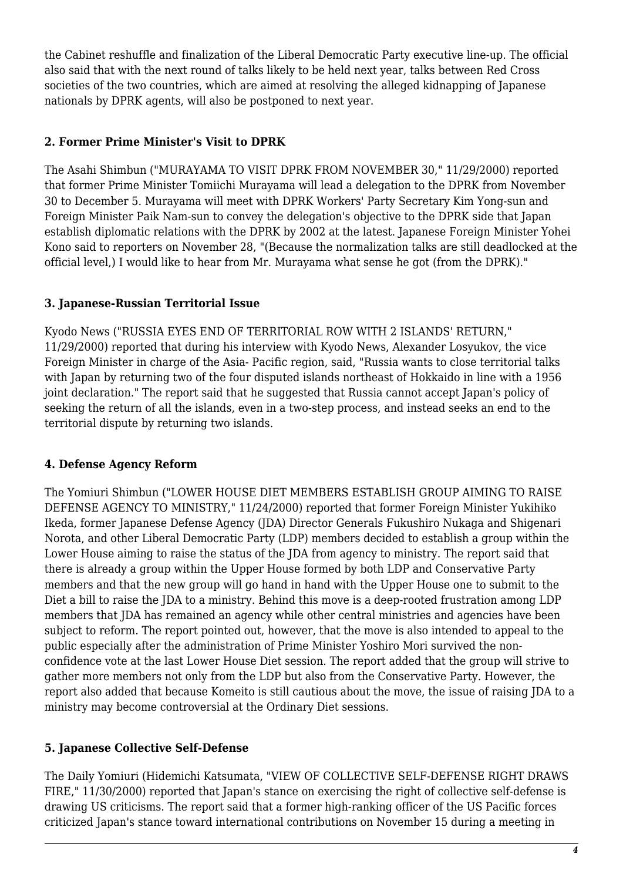the Cabinet reshuffle and finalization of the Liberal Democratic Party executive line-up. The official also said that with the next round of talks likely to be held next year, talks between Red Cross societies of the two countries, which are aimed at resolving the alleged kidnapping of Japanese nationals by DPRK agents, will also be postponed to next year.

**2. Former Prime Minister's Visit to DPRK**

The Asahi Shimbun ("MURAYAMA TO VISIT DPRK FROM NOVEMBER 30," 11/29/2000) reported that former Prime Minister Tomiichi Murayama will lead a delegation to the DPRK from November 30 to December 5. Murayama will meet with DPRK Workers' Party Secretary Kim Yong-sun and Foreign Minister Paik Nam-sun to convey the delegation's objective to the DPRK side that Japan establish diplomatic relations with the DPRK by 2002 at the latest. Japanese Foreign Minister Yohei Kono said to reporters on November 28, "(Because the normalization talks are still deadlocked at the official level,) I would like to hear from Mr. Murayama what sense he got (from the DPRK)."

**3. Japanese-Russian Territorial Issue**

Kyodo News ("RUSSIA EYES END OF TERRITORIAL ROW WITH 2 ISLANDS' RETURN," 11/29/2000) reported that during his interview with Kyodo News, Alexander Losyukov, the vice Foreign Minister in charge of the Asia- Pacific region, said, "Russia wants to close territorial talks with Japan by returning two of the four disputed islands northeast of Hokkaido in line with a 1956 joint declaration." The report said that he suggested that Russia cannot accept Japan's policy of seeking the return of all the islands, even in a two-step process, and instead seeks an end to the territorial dispute by returning two islands.

**4. Defense Agency Reform**

The Yomiuri Shimbun ("LOWER HOUSE DIET MEMBERS ESTABLISH GROUP AIMING TO RAISE DEFENSE AGENCY TO MINISTRY," 11/24/2000) reported that former Foreign Minister Yukihiko Ikeda, former Japanese Defense Agency (JDA) Director Generals Fukushiro Nukaga and Shigenari Norota, and other Liberal Democratic Party (LDP) members decided to establish a group within the Lower House aiming to raise the status of the JDA from agency to ministry. The report said that there is already a group within the Upper House formed by both LDP and Conservative Party members and that the new group will go hand in hand with the Upper House one to submit to the Diet a bill to raise the JDA to a ministry. Behind this move is a deep-rooted frustration among LDP members that JDA has remained an agency while other central ministries and agencies have been subject to reform. The report pointed out, however, that the move is also intended to appeal to the public especially after the administration of Prime Minister Yoshiro Mori survived the non-confidence vote at the last Lower House Diet session. The report added that the group will strive to gather more members not only from the LDP but also from the Conservative Party. However, the report also added that because Komeito is still cautious about the move, the issue of raising JDA to a ministry may become controversial at the Ordinary Diet sessions.

**5. Japanese Collective Self-Defense**

The Daily Yomiuri (Hidemichi Katsumata, "VIEW OF COLLECTIVE SELF-DEFENSE RIGHT DRAWS FIRE," 11/30/2000) reported that Japan's stance on exercising the right of collective self-defense is drawing US criticisms. The report said that a former high-ranking officer of the US Pacific forces criticized Japan's stance toward international contributions on November 15 during a meeting in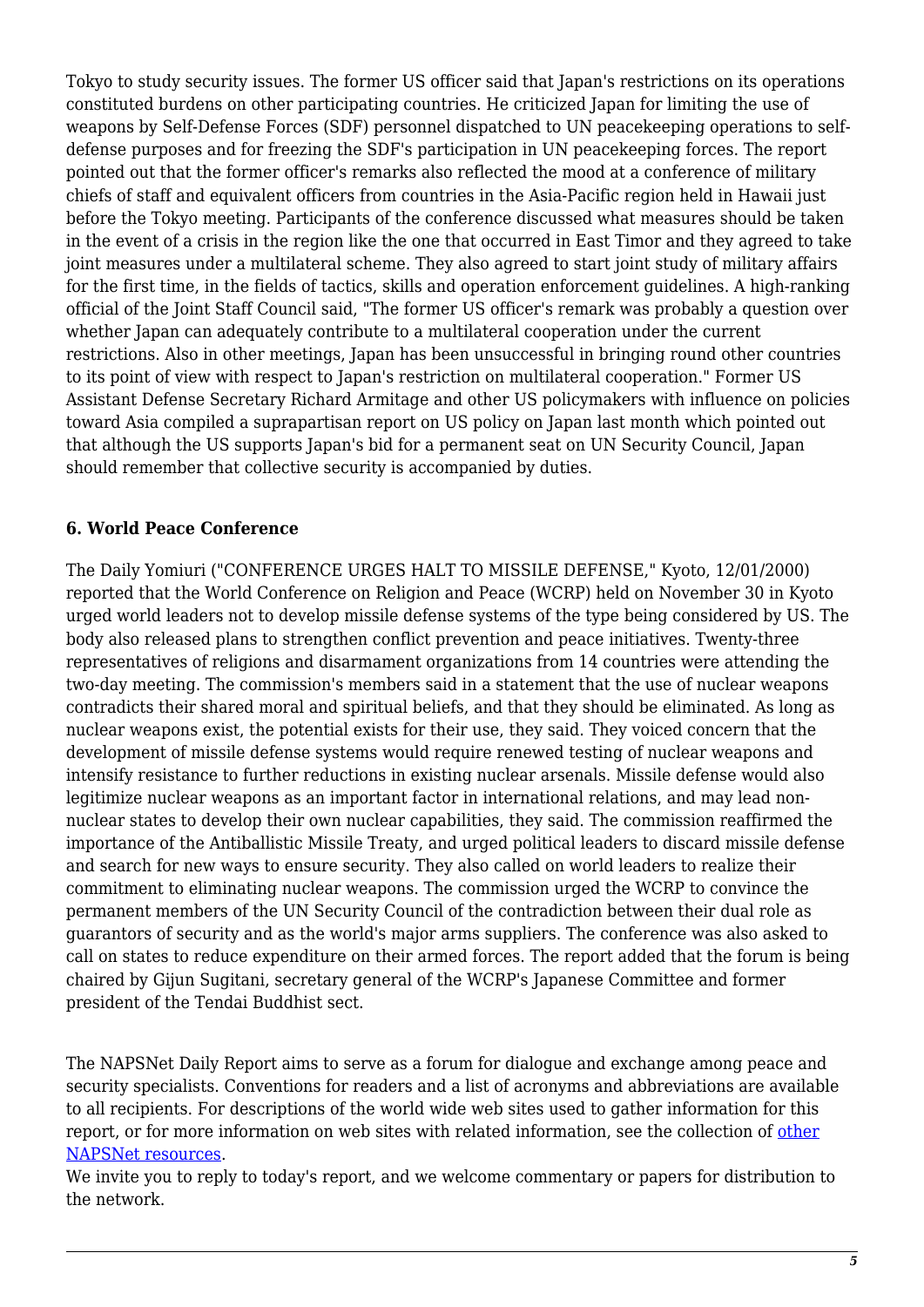Tokyo to study security issues. The former US officer said that Japan's restrictions on its operations constituted burdens on other participating countries. He criticized Japan for limiting the use of weapons by Self-Defense Forces (SDF) personnel dispatched to UN peacekeeping operations to self-defense purposes and for freezing the SDF's participation in UN peacekeeping forces. The report pointed out that the former officer's remarks also reflected the mood at a conference of military chiefs of staff and equivalent officers from countries in the Asia-Pacific region held in Hawaii just before the Tokyo meeting. Participants of the conference discussed what measures should be taken in the event of a crisis in the region like the one that occurred in East Timor and they agreed to take joint measures under a multilateral scheme. They also agreed to start joint study of military affairs for the first time, in the fields of tactics, skills and operation enforcement guidelines. A high-ranking official of the Joint Staff Council said, "The former US officer's remark was probably a question over whether Japan can adequately contribute to a multilateral cooperation under the current restrictions. Also in other meetings, Japan has been unsuccessful in bringing round other countries to its point of view with respect to Japan's restriction on multilateral cooperation." Former US Assistant Defense Secretary Richard Armitage and other US policymakers with influence on policies toward Asia compiled a suprapartisan report on US policy on Japan last month which pointed out that although the US supports Japan's bid for a permanent seat on UN Security Council, Japan should remember that collective security is accompanied by duties.

### 6. World Peace Conference

The Daily Yomiuri ("CONFERENCE URGES HALT TO MISSILE DEFENSE," Kyoto, 12/01/2000) reported that the World Conference on Religion and Peace (WCRP) held on November 30 in Kyoto urged world leaders not to develop missile defense systems of the type being considered by US. The body also released plans to strengthen conflict prevention and peace initiatives. Twenty-three representatives of religions and disarmament organizations from 14 countries were attending the two-day meeting. The commission's members said in a statement that the use of nuclear weapons contradicts their shared moral and spiritual beliefs, and that they should be eliminated. As long as nuclear weapons exist, the potential exists for their use, they said. They voiced concern that the development of missile defense systems would require renewed testing of nuclear weapons and intensify resistance to further reductions in existing nuclear arsenals. Missile defense would also legitimize nuclear weapons as an important factor in international relations, and may lead non-nuclear states to develop their own nuclear capabilities, they said. The commission reaffirmed the importance of the Antiballistic Missile Treaty, and urged political leaders to discard missile defense and search for new ways to ensure security. They also called on world leaders to realize their commitment to eliminating nuclear weapons. The commission urged the WCRP to convince the permanent members of the UN Security Council of the contradiction between their dual role as guarantors of security and as the world's major arms suppliers. The conference was also asked to call on states to reduce expenditure on their armed forces. The report added that the forum is being chaired by Gijun Sugitani, secretary general of the WCRP's Japanese Committee and former president of the Tendai Buddhist sect.

The NAPSNet Daily Report aims to serve as a forum for dialogue and exchange among peace and security specialists. Conventions for readers and a list of acronyms and abbreviations are available to all recipients. For descriptions of the world wide web sites used to gather information for this report, or for more information on web sites with related information, see the collection of other NAPSNet resources.
We invite you to reply to today's report, and we welcome commentary or papers for distribution to the network.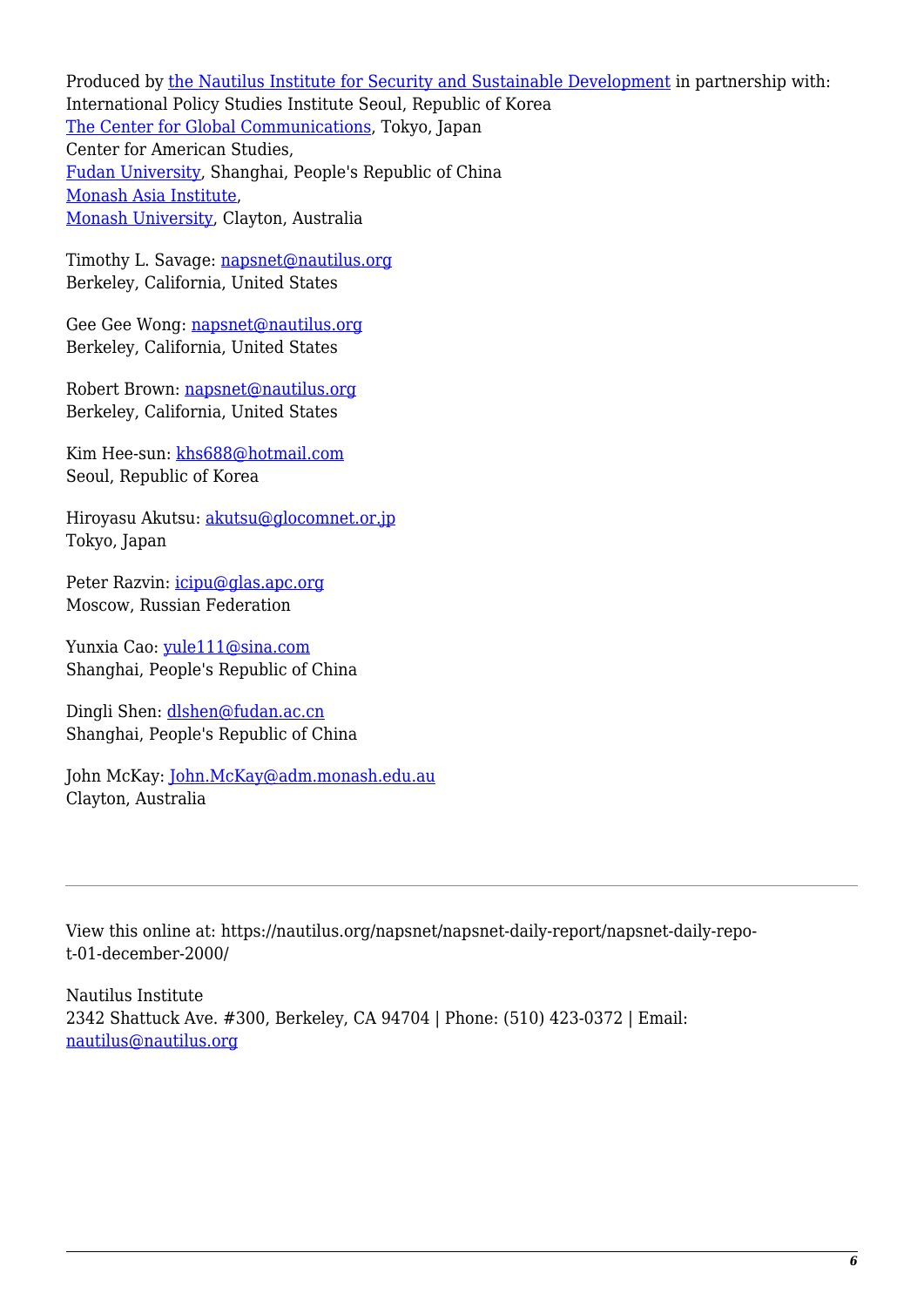Produced by [the Nautilus Institute for Security and Sustainable Development] in partnership with:
International Policy Studies Institute Seoul, Republic of Korea
The Center for Global Communications, Tokyo, Japan
Center for American Studies,
Fudan University, Shanghai, People's Republic of China
Monash Asia Institute,
Monash University, Clayton, Australia

Timothy L. Savage: napsnet@nautilus.org
Berkeley, California, United States

Gee Gee Wong: napsnet@nautilus.org
Berkeley, California, United States

Robert Brown: napsnet@nautilus.org
Berkeley, California, United States

Kim Hee-sun: khs688@hotmail.com
Seoul, Republic of Korea

Hiroyasu Akutsu: akutsu@glocomnet.or.jp
Tokyo, Japan

Peter Razvin: icipu@glas.apc.org
Moscow, Russian Federation

Yunxia Cao: yule111@sina.com
Shanghai, People's Republic of China

Dingli Shen: dlshen@fudan.ac.cn
Shanghai, People's Republic of China

John McKay: John.McKay@adm.monash.edu.au
Clayton, Australia

---

View this online at: https://nautilus.org/napsnet/napsnet-daily-report/napsnet-daily-report-01-december-2000/

Nautilus Institute
2342 Shattuck Ave. #300, Berkeley, CA 94704 | Phone: (510) 423-0372 | Email: nautilus@nautilus.org